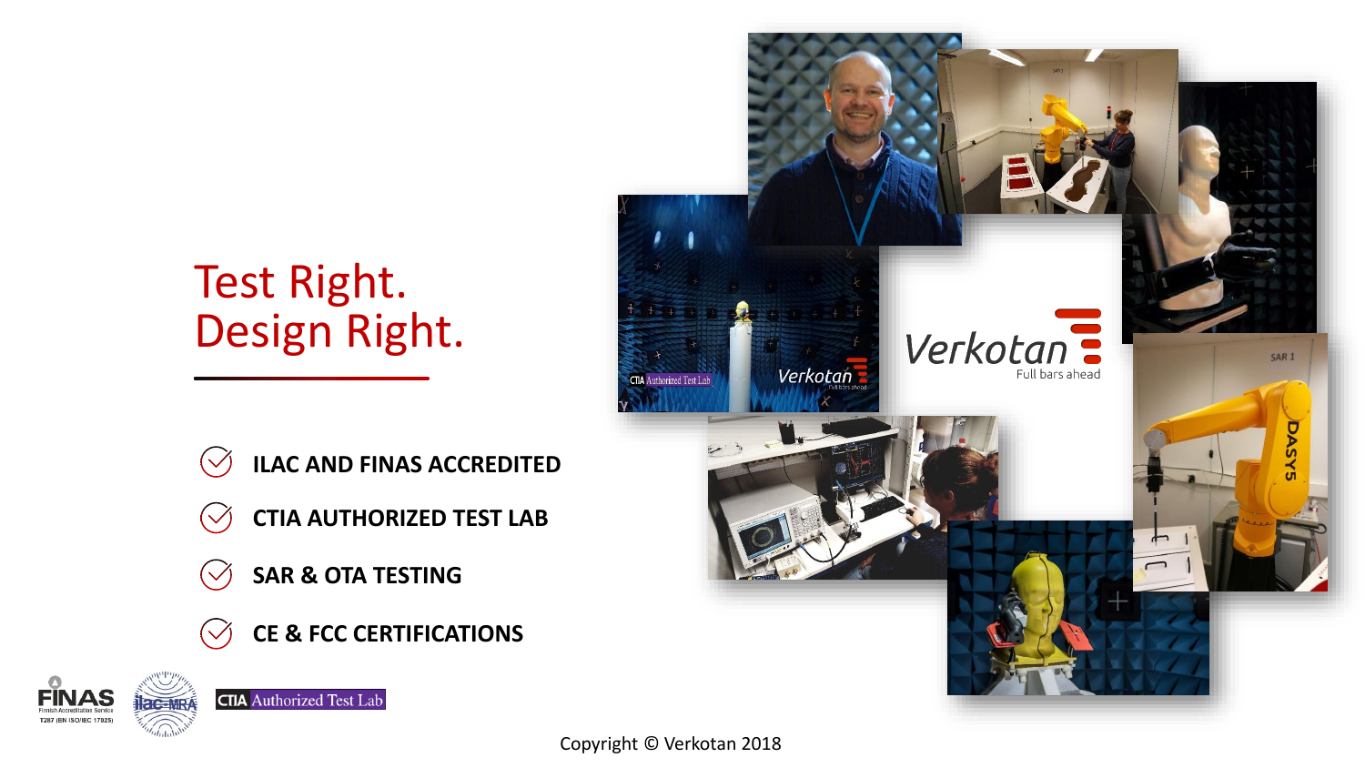# Test Right.
# Design Right.

- ILAC AND FINAS ACCREDITED
- CTIA AUTHORIZED TEST LAB
- SAR & OTA TESTING
- CE & FCC CERTIFICATIONS

FINAS Finnish Accreditation Service T287 (EN ISO/IEC 17025)

ilac-MRA

CTIA Authorized Test Lab

Verkotan
Full bars ahead

Copyright © Verkotan 2018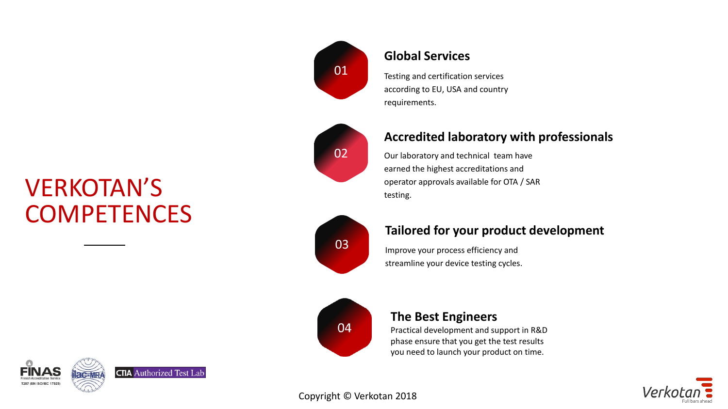# VERKOTAN'S COMPETENCES

## 01 Global Services

Testing and certification services according to EU, USA and country requirements.

## 02 Accredited laboratory with professionals

Our laboratory and technical team have earned the highest accreditations and operator approvals available for OTA / SAR testing.

## 03 Tailored for your product development

Improve your process efficiency and streamline your device testing cycles.

## 04 The Best Engineers

Practical development and support in R&D phase ensure that you get the test results you need to launch your product on time.

FINAS Finnish Accreditation Service T287 (EN ISO/IEC 17025)

ilac-MRA

CTIA Authorized Test Lab

Copyright © Verkotan 2018

Verkotan Full bars ahead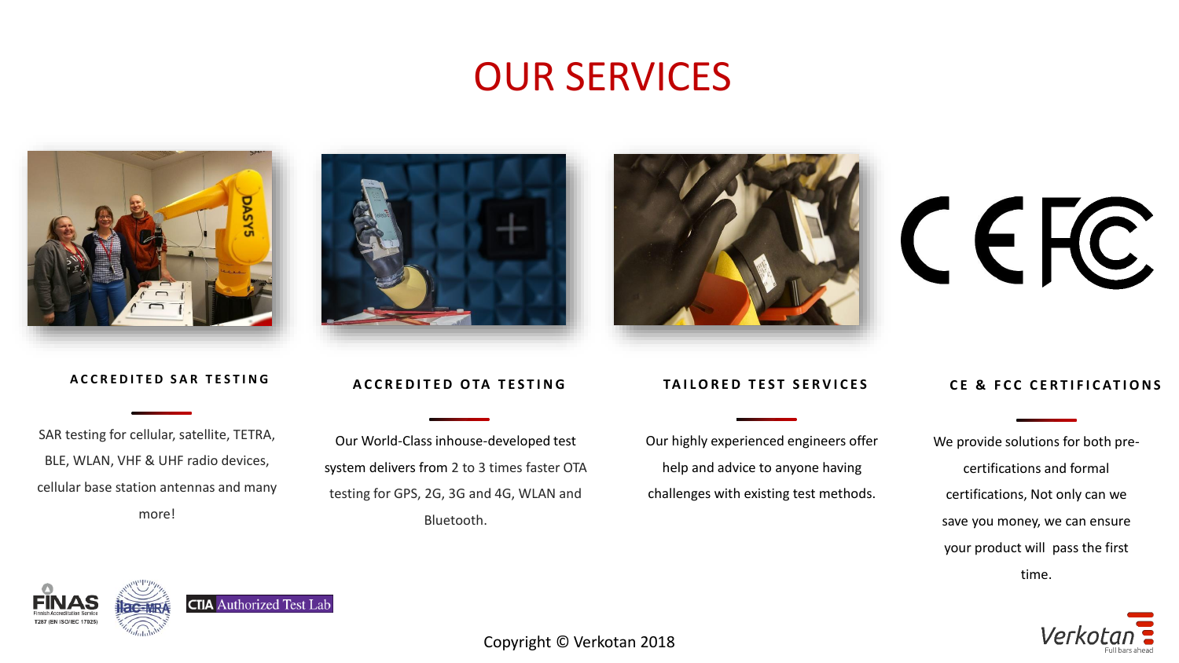# OUR SERVICES

### ACCREDITED SAR TESTING

SAR testing for cellular, satellite, TETRA, BLE, WLAN, VHF & UHF radio devices, cellular base station antennas and many more!

### ACCREDITED OTA TESTING

Our World-Class inhouse-developed test system delivers from 2 to 3 times faster OTA testing for GPS, 2G, 3G and 4G, WLAN and Bluetooth.

### TAILORED TEST SERVICES

Our highly experienced engineers offer help and advice to anyone having challenges with existing test methods.

### CE & FCC CERTIFICATIONS

We provide solutions for both pre-certifications and formal certifications, Not only can we save you money, we can ensure your product will pass the first time.

Copyright © Verkotan 2018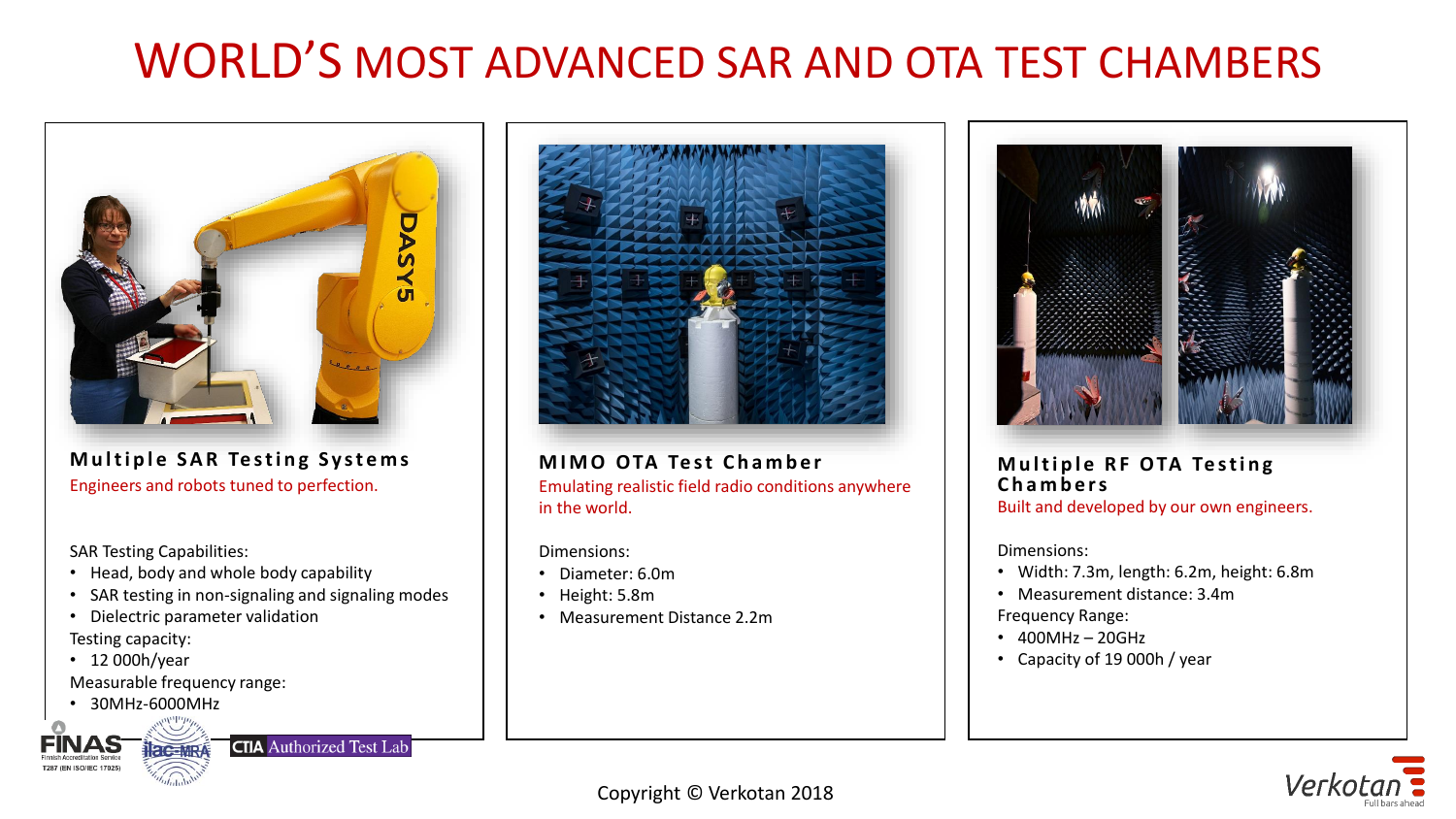# WORLD'S MOST ADVANCED SAR AND OTA TEST CHAMBERS

## Multiple SAR Testing Systems

Engineers and robots tuned to perfection.

SAR Testing Capabilities:

- Head, body and whole body capability
- SAR testing in non-signaling and signaling modes
- Dielectric parameter validation

Testing capacity:

- 12 000h/year

Measurable frequency range:

- 30MHz-6000MHz

## MIMO OTA Test Chamber

Emulating realistic field radio conditions anywhere in the world.

Dimensions:

- Diameter: 6.0m
- Height: 5.8m
- Measurement Distance 2.2m

## Multiple RF OTA Testing Chambers

Built and developed by our own engineers.

Dimensions:

- Width: 7.3m, length: 6.2m, height: 6.8m
- Measurement distance: 3.4m

Frequency Range:

- 400MHz – 20GHz
- Capacity of 19 000h / year

FINAS Finnish Accreditation Service T287 (EN ISO/IEC 17025) ilac-MRA CTIA Authorized Test Lab

Copyright © Verkotan 2018

Verkotan Full bars ahead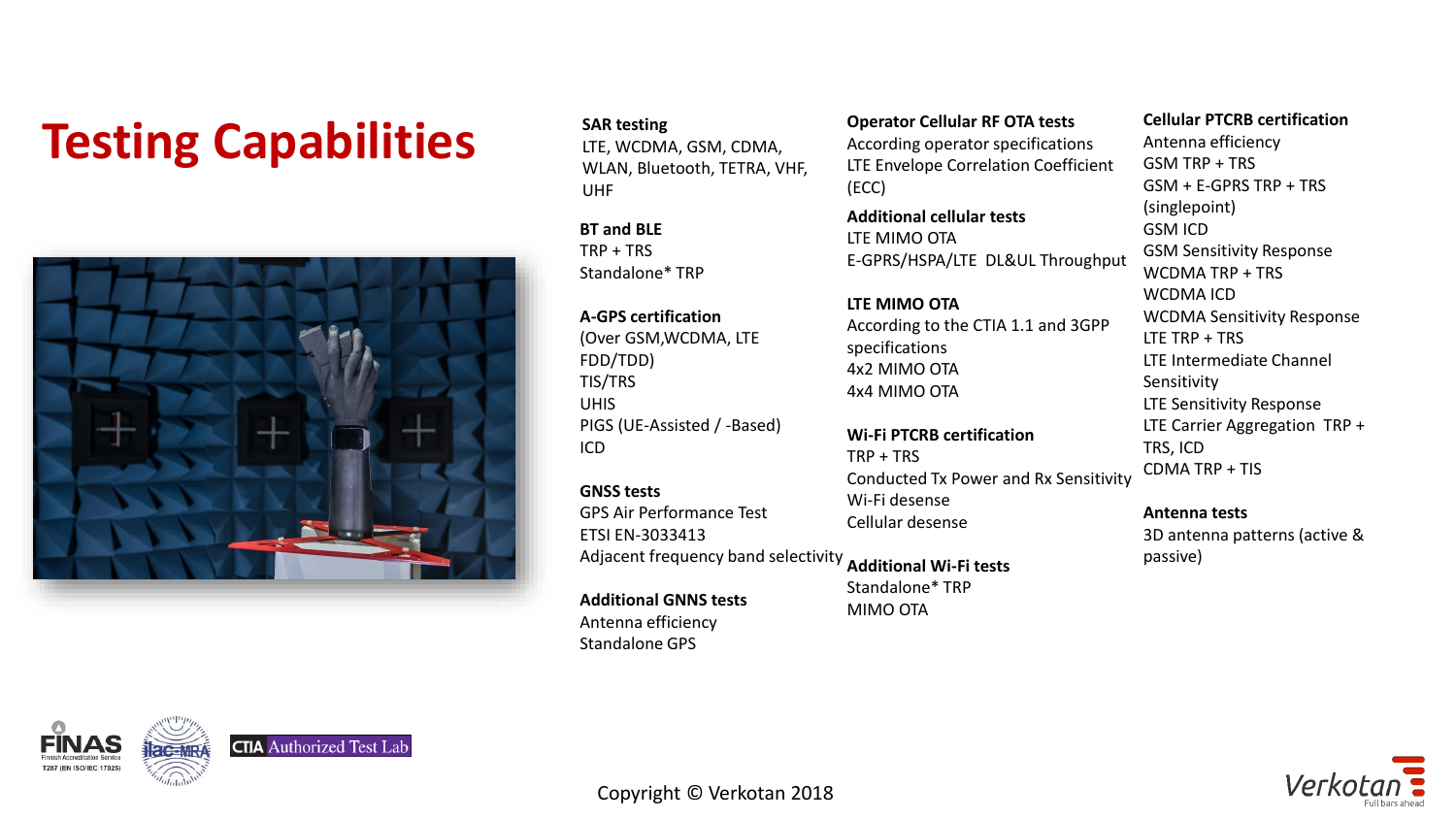# Testing Capabilities

**SAR testing**
LTE, WCDMA, GSM, CDMA, WLAN, Bluetooth, TETRA, VHF, UHF

**BT and BLE**
TRP + TRS
Standalone* TRP

**A-GPS certification**
(Over GSM,WCDMA, LTE FDD/TDD)
TIS/TRS
UHIS
PIGS (UE-Assisted / -Based)
ICD

**GNSS tests**
GPS Air Performance Test
ETSI EN-3033413
Adjacent frequency band selectivity

**Additional GNNS tests**
Antenna efficiency
Standalone GPS

**Operator Cellular RF OTA tests**
According operator specifications
LTE Envelope Correlation Coefficient (ECC)

**Additional cellular tests**
LTE MIMO OTA
E-GPRS/HSPA/LTE DL&UL Throughput

**LTE MIMO OTA**
According to the CTIA 1.1 and 3GPP specifications
4x2 MIMO OTA
4x4 MIMO OTA

**Wi-Fi PTCRB certification**
TRP + TRS
Conducted Tx Power and Rx Sensitivity
Wi-Fi desense
Cellular desense

**Additional Wi-Fi tests**
Standalone* TRP
MIMO OTA

**Cellular PTCRB certification**
Antenna efficiency
GSM TRP + TRS
GSM + E-GPRS TRP + TRS (singlepoint)
GSM ICD
GSM Sensitivity Response
WCDMA TRP + TRS
WCDMA ICD
WCDMA Sensitivity Response
LTE TRP + TRS
LTE Intermediate Channel Sensitivity
LTE Sensitivity Response
LTE Carrier Aggregation TRP + TRS, ICD
CDMA TRP + TIS

**Antenna tests**
3D antenna patterns (active & passive)

FINAS Finnish Accreditation Service T287 (EN ISO/IEC 17025) ilac-MRA CTIA Authorized Test Lab

Copyright © Verkotan 2018

Verkotan Full bars ahead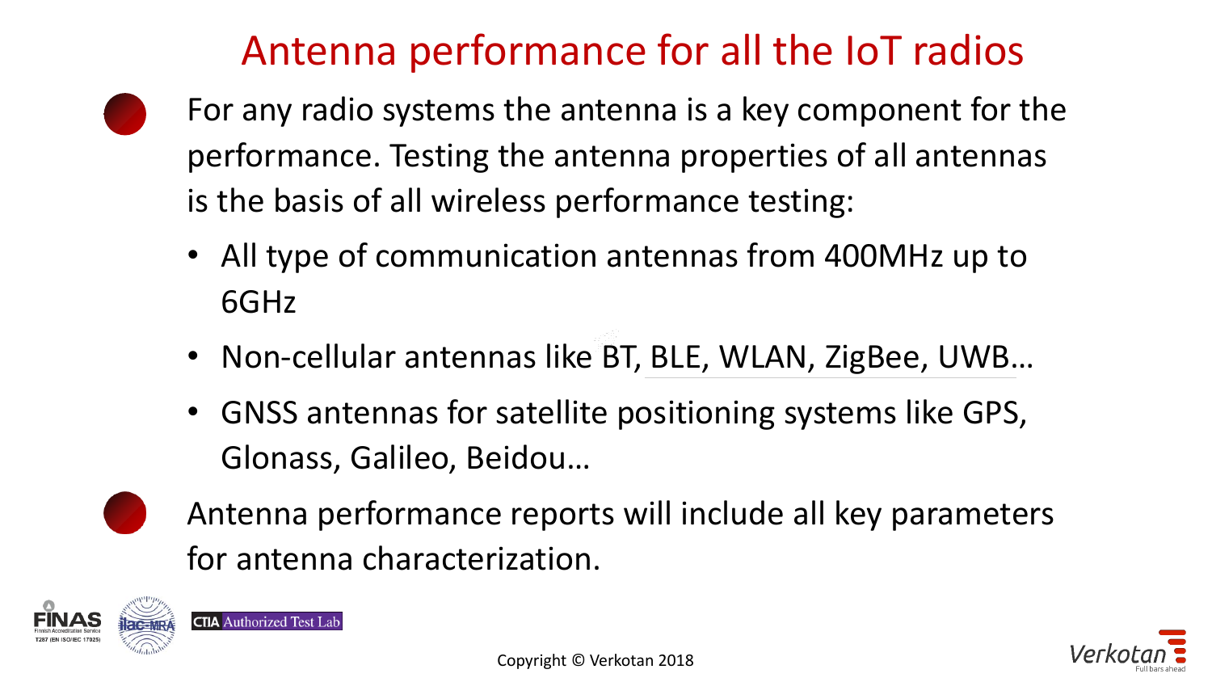# Antenna performance for all the IoT radios

- For any radio systems the antenna is a key component for the performance. Testing the antenna properties of all antennas is the basis of all wireless performance testing:
  - All type of communication antennas from 400MHz up to 6GHz
  - Non-cellular antennas like BT, BLE, WLAN, ZigBee, UWB…
  - GNSS antennas for satellite positioning systems like GPS, Glonass, Galileo, Beidou…
- Antenna performance reports will include all key parameters for antenna characterization.

FINAS Finnish Accreditation Service T287 (EN ISO/IEC 17025) ilac-MRA CTIA Authorized Test Lab

Copyright © Verkotan 2018

Verkotan Full bars ahead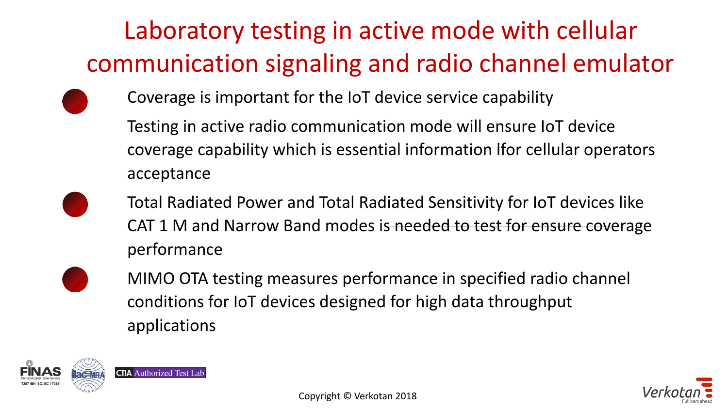# Laboratory testing in active mode with cellular communication signaling and radio channel emulator

- Coverage is important for the IoT device service capability

  Testing in active radio communication mode will ensure IoT device coverage capability which is essential information lfor cellular operators acceptance

- Total Radiated Power and Total Radiated Sensitivity for IoT devices like CAT 1 M and Narrow Band modes is needed to test for ensure coverage performance

- MIMO OTA testing measures performance in specified radio channel conditions for IoT devices designed for high data throughput applications

FINAS Finnish Accreditation Service T287 (EN ISO/IEC 17025) ilac-MRA CTIA Authorized Test Lab

Copyright © Verkotan 2018

Verkotan Full bars ahead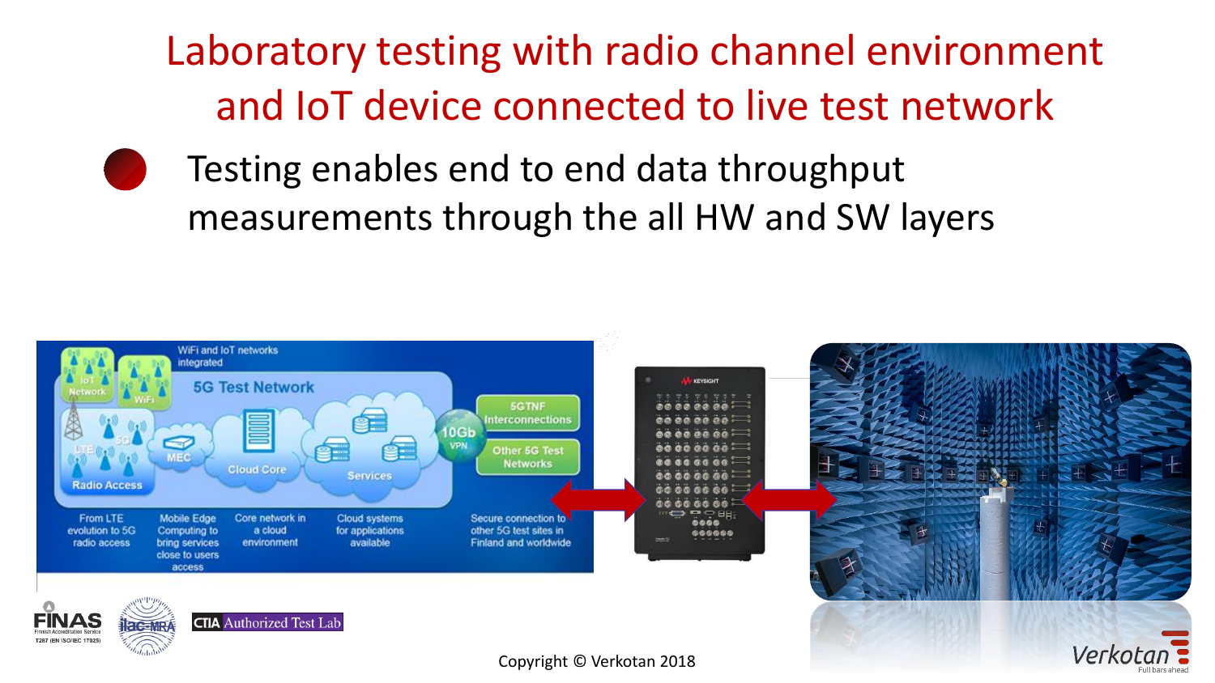# Laboratory testing with radio channel environment and IoT device connected to live test network

- Testing enables end to end data throughput measurements through the all HW and SW layers

WiFi and IoT networks integrated

5G Test Network

IoT Network

WiFi

LTE

5G

Radio Access

MEC

Cloud Core

Services

10Gb VPN

5GTNF Interconnections

Other 5G Test Networks

From LTE evolution to 5G radio access

Mobile Edge Computing to bring services close to users access

Core network in a cloud environment

Cloud systems for applications available

Secure connection to other 5G test sites in Finland and worldwide

KEYSIGHT

FINAS Finnish Accreditation Service T287 (EN ISO/IEC 17025)

ilac-MRA

CTIA Authorized Test Lab

Copyright © Verkotan 2018

Verkotan Full bars ahead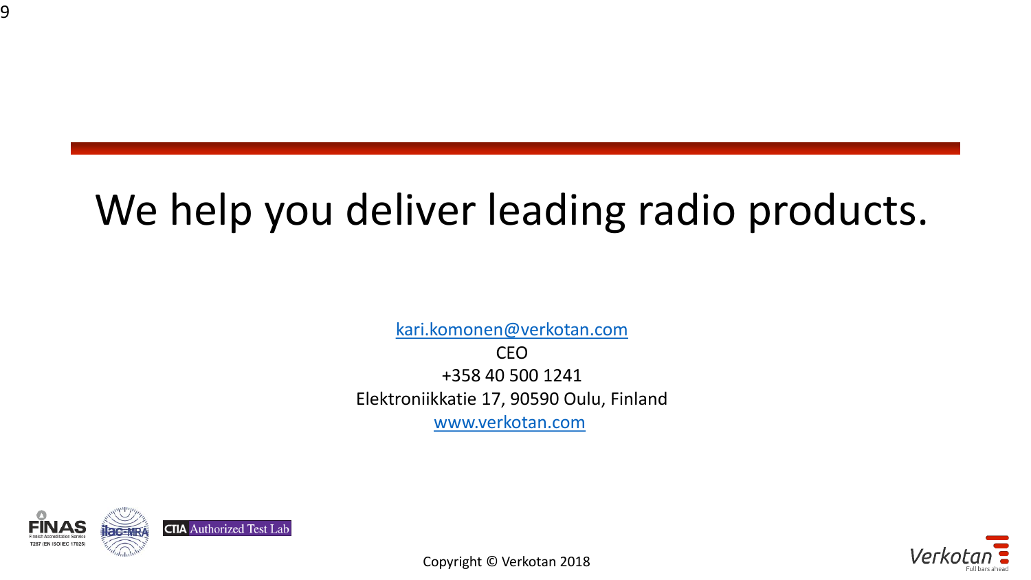# We help you deliver leading radio products.

kari.komonen@verkotan.com

CEO

+358 40 500 1241

Elektroniikkatie 17, 90590 Oulu, Finland

www.verkotan.com

FINAS Finnish Accreditation Service T287 (EN ISO/IEC 17025)

ilac-MRA

CTIA Authorized Test Lab

Copyright © Verkotan 2018

Verkotan Full bars ahead